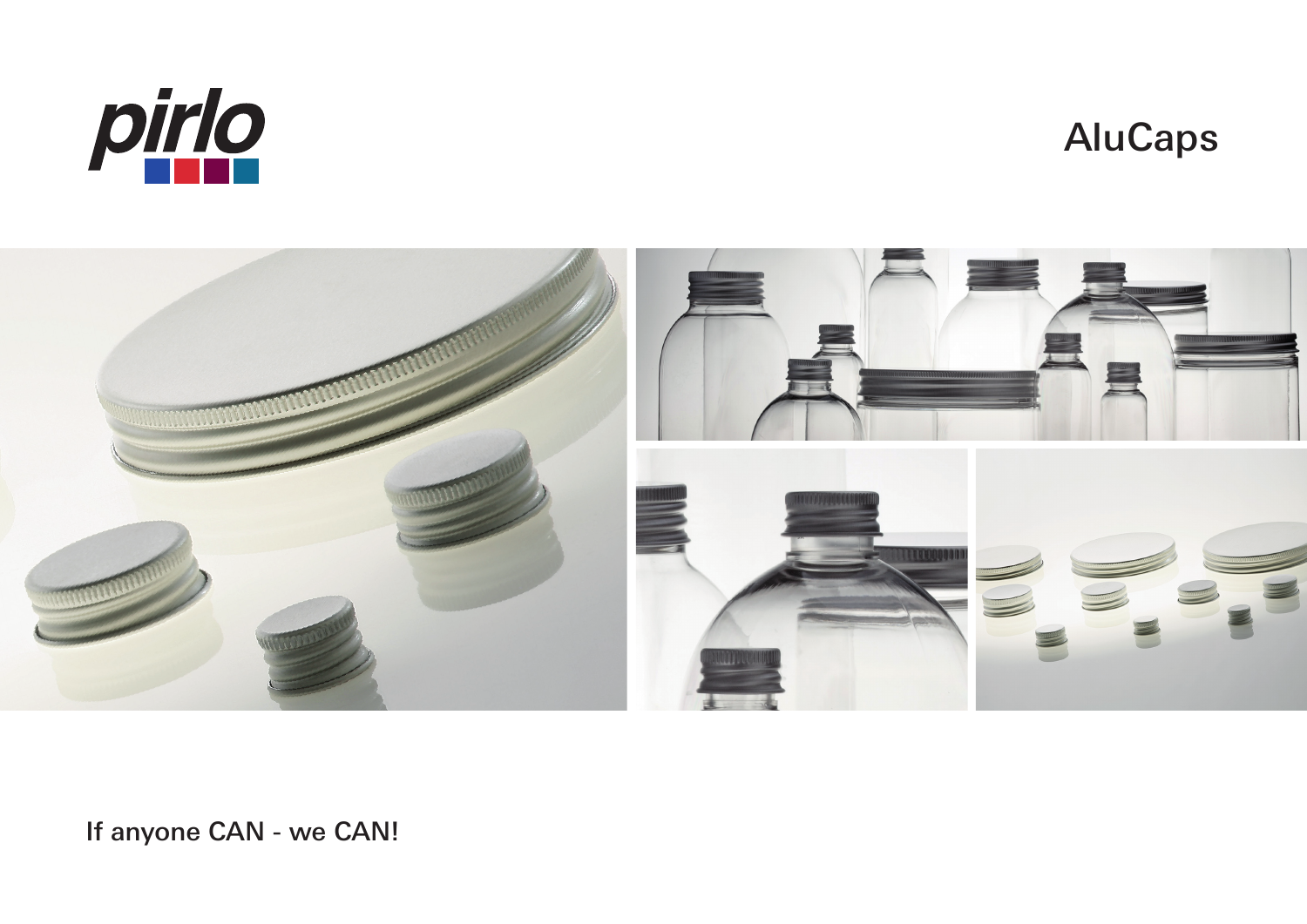pirlo

# AluCaps

If anyone CAN - we CAN!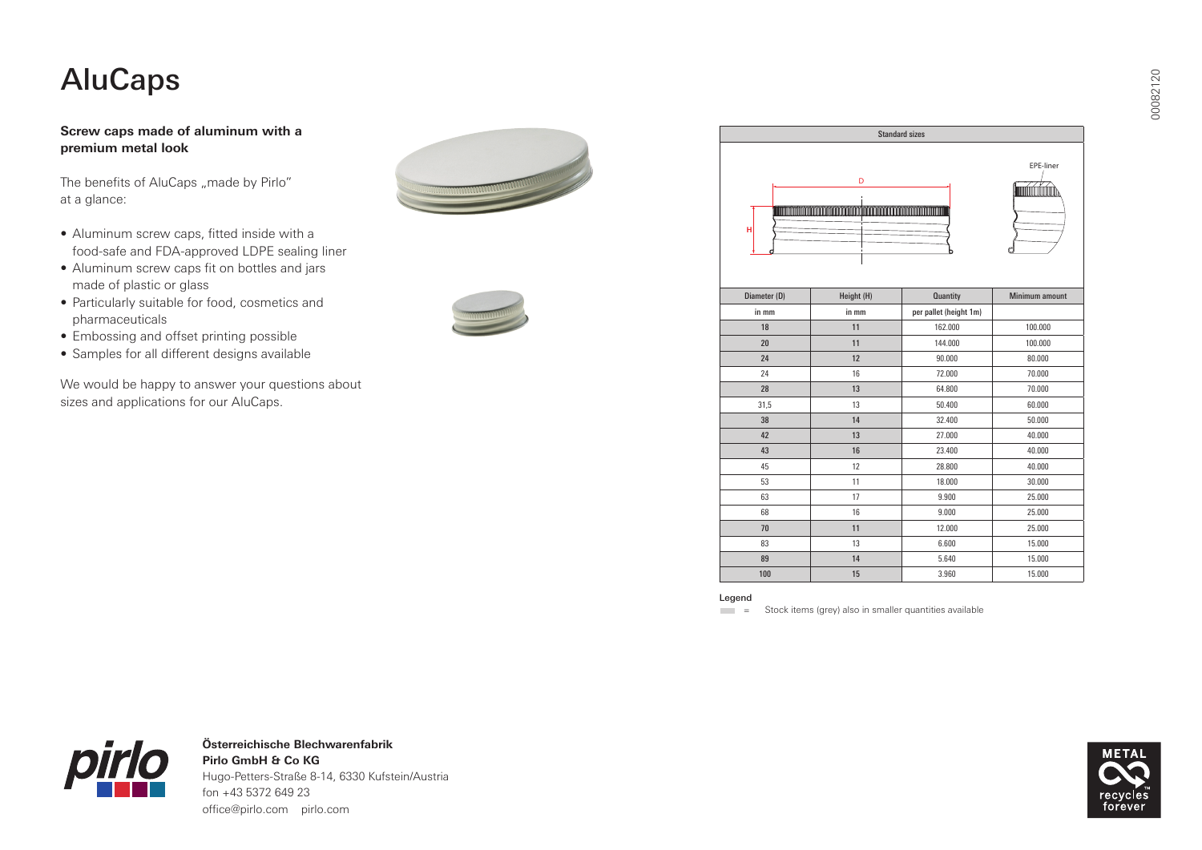# AluCaps

**Screw caps made of aluminum with a premium metal look**

The benefits of AluCaps „made by Pirlo" at a glance:

- Aluminum screw caps, fitted inside with a food-safe and FDA-approved LDPE sealing liner
- Aluminum screw caps fit on bottles and jars made of plastic or glass
- Particularly suitable for food, cosmetics and pharmaceuticals
- Embossing and offset printing possible
- Samples for all different designs available

We would be happy to answer your questions about sizes and applications for our AluCaps.

Standard sizes

D

H

EPE-liner

| Diameter (D) | Height (H) | Quantity | Minimum amount |
|---|---|---|---|
| in mm | in mm | per pallet (height 1m) | |
| 18 | 11 | 162.000 | 100.000 |
| 20 | 11 | 144.000 | 100.000 |
| 24 | 12 | 90.000 | 80.000 |
| 24 | 16 | 72.000 | 70.000 |
| 28 | 13 | 64.800 | 70.000 |
| 31,5 | 13 | 50.400 | 60.000 |
| 38 | 14 | 32.400 | 50.000 |
| 42 | 13 | 27.000 | 40.000 |
| 43 | 16 | 23.400 | 40.000 |
| 45 | 12 | 28.800 | 40.000 |
| 53 | 11 | 18.000 | 30.000 |
| 63 | 17 | 9.900 | 25.000 |
| 68 | 16 | 9.000 | 25.000 |
| 70 | 11 | 12.000 | 25.000 |
| 83 | 13 | 6.600 | 15.000 |
| 89 | 14 | 5.640 | 15.000 |
| 100 | 15 | 3.960 | 15.000 |

Legend

= Stock items (grey) also in smaller quantities available

**Österreichische Blechwarenfabrik**
**Pirlo GmbH & Co KG**
Hugo-Petters-Straße 8-14, 6330 Kufstein/Austria
fon +43 5372 649 23
office@pirlo.com pirlo.com

METAL recycles forever